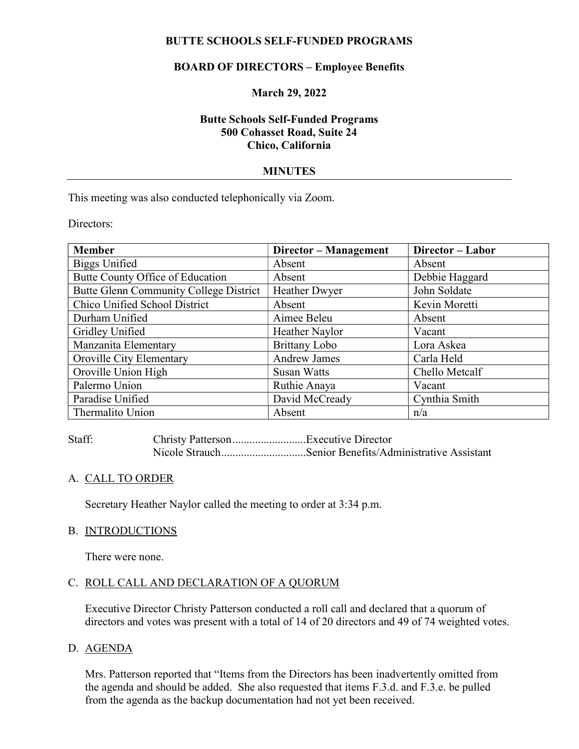**BUTTE SCHOOLS SELF-FUNDED PROGRAMS**

**BOARD OF DIRECTORS – Employee Benefits**

**March 29, 2022**

**Butte Schools Self-Funded Programs**
**500 Cohasset Road, Suite 24**
**Chico, California**

**MINUTES**

---

This meeting was also conducted telephonically via Zoom.

Directors:

| Member | Director – Management | Director – Labor |
|---|---|---|
| Biggs Unified | Absent | Absent |
| Butte County Office of Education | Absent | Debbie Haggard |
| Butte Glenn Community College District | Heather Dwyer | John Soldate |
| Chico Unified School District | Absent | Kevin Moretti |
| Durham Unified | Aimee Beleu | Absent |
| Gridley Unified | Heather Naylor | Vacant |
| Manzanita Elementary | Brittany Lobo | Lora Askea |
| Oroville City Elementary | Andrew James | Carla Held |
| Oroville Union High | Susan Watts | Chello Metcalf |
| Palermo Union | Ruthie Anaya | Vacant |
| Paradise Unified | David McCready | Cynthia Smith |
| Thermalito Union | Absent | n/a |

Staff: Christy Patterson..........................Executive Director
Nicole Strauch.............................Senior Benefits/Administrative Assistant

A. CALL TO ORDER

Secretary Heather Naylor called the meeting to order at 3:34 p.m.

B. INTRODUCTIONS

There were none.

C. ROLL CALL AND DECLARATION OF A QUORUM

Executive Director Christy Patterson conducted a roll call and declared that a quorum of directors and votes was present with a total of 14 of 20 directors and 49 of 74 weighted votes.

D. AGENDA

Mrs. Patterson reported that "Items from the Directors has been inadvertently omitted from the agenda and should be added. She also requested that items F.3.d. and F.3.e. be pulled from the agenda as the backup documentation had not yet been received.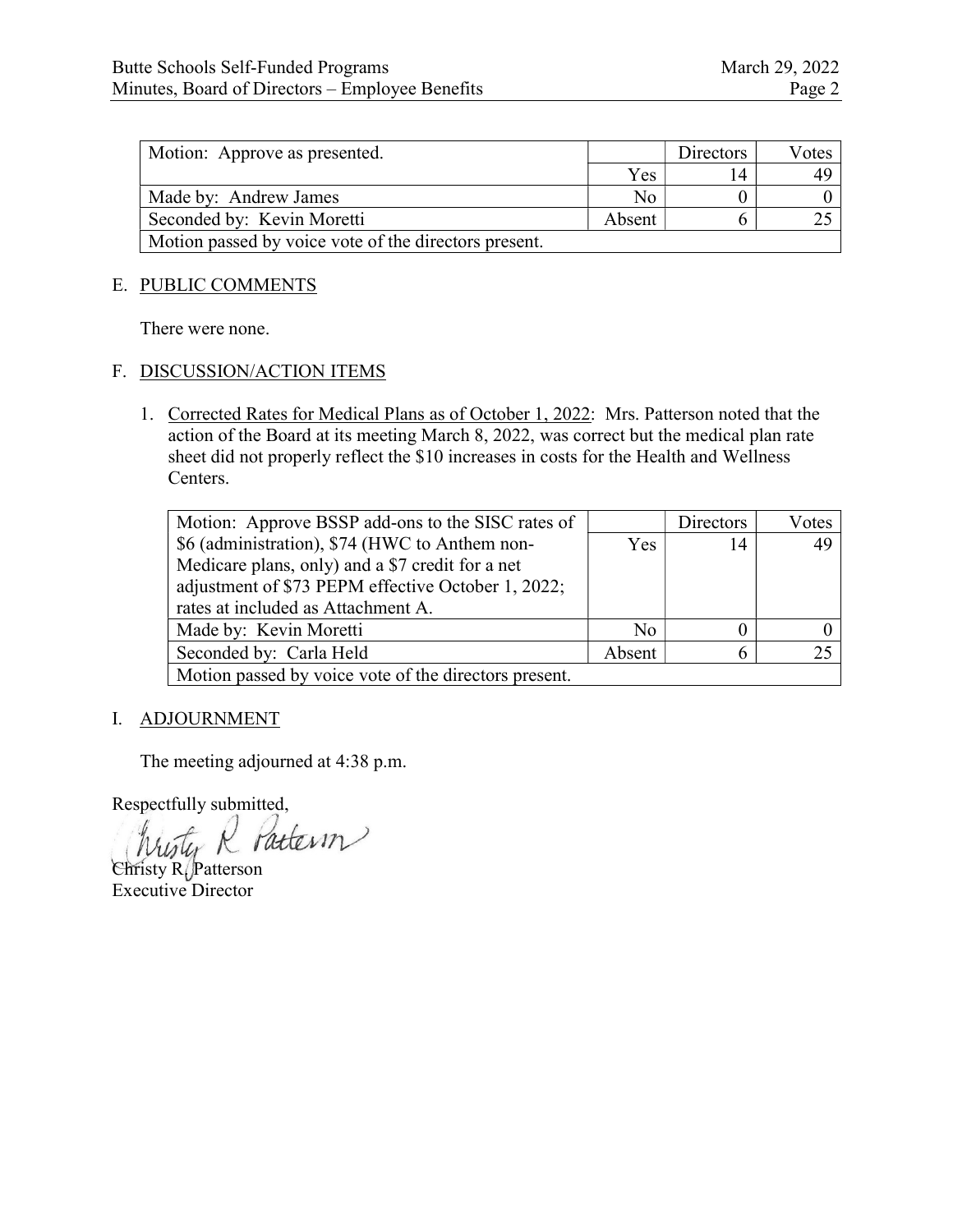| Motion: Approve as presented. | | Directors | Votes |
|---|---|---|---|
| | Yes | 14 | 49 |
| Made by: Andrew James | No | 0 | 0 |
| Seconded by: Kevin Moretti | Absent | 6 | 25 |
| Motion passed by voice vote of the directors present. | | | |

## E. PUBLIC COMMENTS

There were none.

## F. DISCUSSION/ACTION ITEMS

1. Corrected Rates for Medical Plans as of October 1, 2022: Mrs. Patterson noted that the action of the Board at its meeting March 8, 2022, was correct but the medical plan rate sheet did not properly reflect the $10 increases in costs for the Health and Wellness Centers.

| Motion: Approve BSSP add-ons to the SISC rates of $6 (administration), $74 (HWC to Anthem non-Medicare plans, only) and a $7 credit for a net adjustment of $73 PEPM effective October 1, 2022; rates at included as Attachment A. | | Directors | Votes |
|---|---|---|---|
| | Yes | 14 | 49 |
| Made by: Kevin Moretti | No | 0 | 0 |
| Seconded by: Carla Held | Absent | 6 | 25 |
| Motion passed by voice vote of the directors present. | | | |

## I. ADJOURNMENT

The meeting adjourned at 4:38 p.m.

Respectfully submitted,

Christy R. Patterson
Executive Director